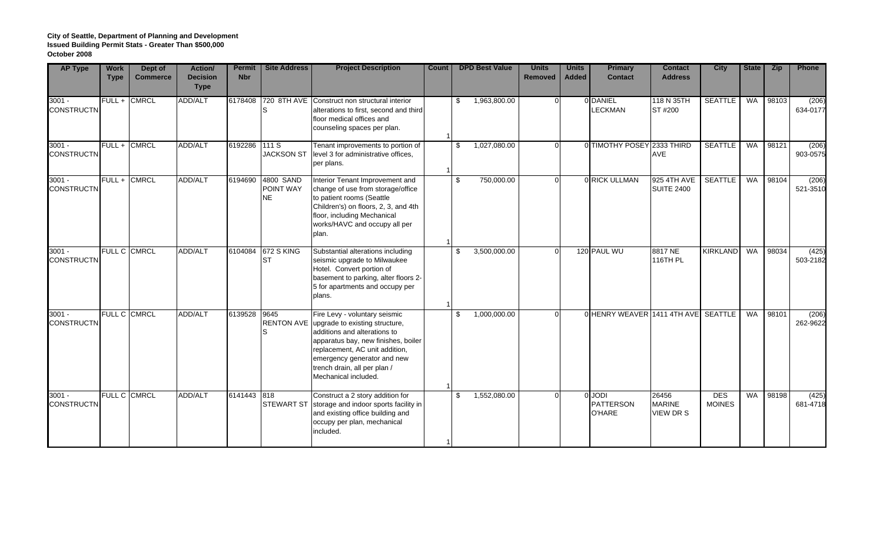**City of Seattle, Department of Planning and Development**
**Issued Building Permit Stats - Greater Than $500,000**
**October 2008**

| AP Type | Work Type | Dept of Commerce | Action/ Decision Type | Permit Nbr | Site Address | Project Description | Count | DPD Best Value | Units Removed | Units Added | Primary Contact | Contact Address | City | State | Zip | Phone |
|---|---|---|---|---|---|---|---|---|---|---|---|---|---|---|---|---|
| 3001 - CONSTRUCTN | FULL + | CMRCL | ADD/ALT | 6178408 | 720 8TH AVE S | Construct non structural interior alterations to first, second and third floor medical offices and counseling spaces per plan. | 1 | $ 1,963,800.00 | 0 | 0 | DANIEL LECKMAN | 118 N 35TH ST #200 | SEATTLE | WA | 98103 | (206) 634-0177 |
| 3001 - CONSTRUCTN | FULL + | CMRCL | ADD/ALT | 6192286 | 111 S JACKSON ST | Tenant improvements to portion of level 3 for administrative offices, per plans. | 1 | $ 1,027,080.00 | 0 | 0 | TIMOTHY POSEY | 2333 THIRD AVE | SEATTLE | WA | 98121 | (206) 903-0575 |
| 3001 - CONSTRUCTN | FULL + | CMRCL | ADD/ALT | 6194690 | 4800 SAND POINT WAY NE | Interior Tenant Improvement and change of use from storage/office to patient rooms (Seattle Children's) on floors, 2, 3, and 4th floor, including Mechanical works/HAVC and occupy all per plan. | 1 | $ 750,000.00 | 0 | 0 | RICK ULLMAN | 925 4TH AVE SUITE 2400 | SEATTLE | WA | 98104 | (206) 521-3510 |
| 3001 - CONSTRUCTN | FULL C | CMRCL | ADD/ALT | 6104084 | 672 S KING ST | Substantial alterations including seismic upgrade to Milwaukee Hotel. Convert portion of basement to parking, alter floors 2-5 for apartments and occupy per plans. | 1 | $ 3,500,000.00 | 0 | 120 | PAUL WU | 8817 NE 116TH PL | KIRKLAND | WA | 98034 | (425) 503-2182 |
| 3001 - CONSTRUCTN | FULL C | CMRCL | ADD/ALT | 6139528 | 9645 RENTON AVE S | Fire Levy - voluntary seismic upgrade to existing structure, additions and alterations to apparatus bay, new finishes, boiler replacement, AC unit addition, emergency generator and new trench drain, all per plan / Mechanical included. | 1 | $ 1,000,000.00 | 0 | 0 | HENRY WEAVER | 1411 4TH AVE | SEATTLE | WA | 98101 | (206) 262-9622 |
| 3001 - CONSTRUCTN | FULL C | CMRCL | ADD/ALT | 6141443 | 818 STEWART ST | Construct a 2 story addition for storage and indoor sports facility in and existing office building and occupy per plan, mechanical included. | 1 | $ 1,552,080.00 | 0 | 0 | JODI PATTERSON O'HARE | 26456 MARINE VIEW DR S | DES MOINES | WA | 98198 | (425) 681-4718 |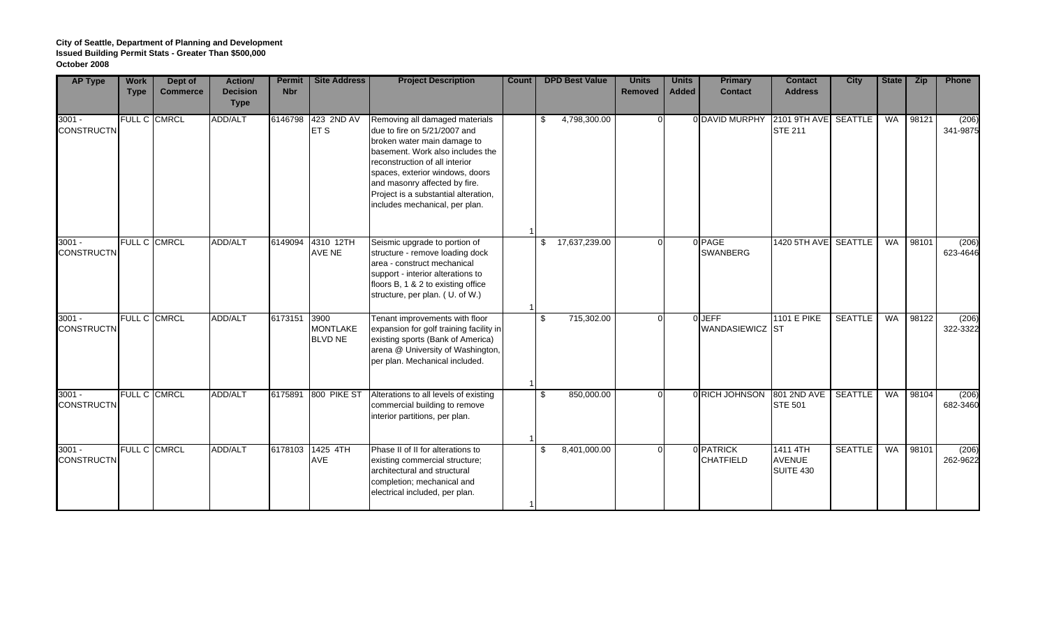**City of Seattle, Department of Planning and Development**
**Issued Building Permit Stats - Greater Than $500,000**
**October 2008**

| AP Type | Work Type | Dept of Commerce | Action/ Decision Type | Permit Nbr | Site Address | Project Description | Count | DPD Best Value | Units Removed | Units Added | Primary Contact | Contact Address | City | State | Zip | Phone |
|---|---|---|---|---|---|---|---|---|---|---|---|---|---|---|---|---|
| 3001 - CONSTRUCTN | FULL C | CMRCL | ADD/ALT | 6146798 | 423 2ND AV ET S | Removing all damaged materials due to fire on 5/21/2007 and broken water main damage to basement. Work also includes the reconstruction of all interior spaces, exterior windows, doors and masonry affected by fire. Project is a substantial alteration, includes mechanical, per plan. | 1 | $ 4,798,300.00 | 0 | 0 | DAVID MURPHY | 2101 9TH AVE STE 211 | SEATTLE | WA | 98121 | (206) 341-9875 |
| 3001 - CONSTRUCTN | FULL C | CMRCL | ADD/ALT | 6149094 | 4310 12TH AVE NE | Seismic upgrade to portion of structure - remove loading dock area - construct mechanical support - interior alterations to floors B, 1 & 2 to existing office structure, per plan. ( U. of W.) | 1 | $ 17,637,239.00 | 0 | 0 | PAGE SWANBERG | 1420 5TH AVE | SEATTLE | WA | 98101 | (206) 623-4646 |
| 3001 - CONSTRUCTN | FULL C | CMRCL | ADD/ALT | 6173151 | 3900 MONTLAKE BLVD NE | Tenant improvements with floor expansion for golf training facility in existing sports (Bank of America) arena @ University of Washington, per plan. Mechanical included. | 1 | $ 715,302.00 | 0 | 0 | JEFF WANDASIEWICZ | 1101 E PIKE ST | SEATTLE | WA | 98122 | (206) 322-3322 |
| 3001 - CONSTRUCTN | FULL C | CMRCL | ADD/ALT | 6175891 | 800 PIKE ST | Alterations to all levels of existing commercial building to remove interior partitions, per plan. | 1 | $ 850,000.00 | 0 | 0 | RICH JOHNSON | 801 2ND AVE STE 501 | SEATTLE | WA | 98104 | (206) 682-3460 |
| 3001 - CONSTRUCTN | FULL C | CMRCL | ADD/ALT | 6178103 | 1425 4TH AVE | Phase II of II for alterations to existing commercial structure; architectural and structural completion; mechanical and electrical included, per plan. | 1 | $ 8,401,000.00 | 0 | 0 | PATRICK CHATFIELD | 1411 4TH AVENUE SUITE 430 | SEATTLE | WA | 98101 | (206) 262-9622 |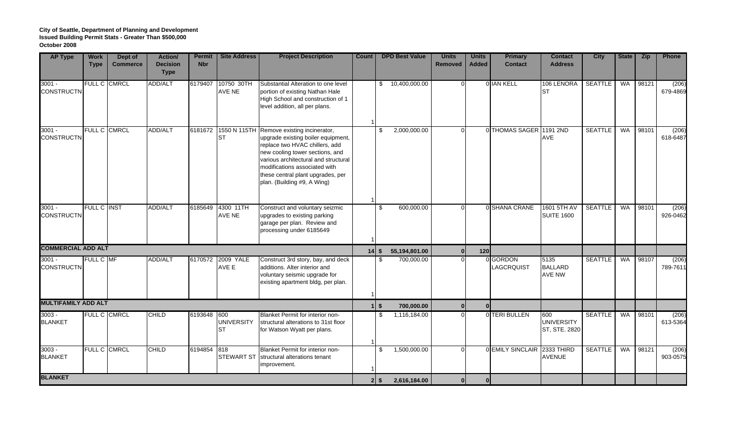**City of Seattle, Department of Planning and Development**
**Issued Building Permit Stats - Greater Than $500,000**
**October 2008**

| AP Type | Work Type | Dept of Commerce | Action/ Decision Type | Permit Nbr | Site Address | Project Description | Count | DPD Best Value | Units Removed | Units Added | Primary Contact | Contact Address | City | State | Zip | Phone |
|---|---|---|---|---|---|---|---|---|---|---|---|---|---|---|---|---|
| 3001 - CONSTRUCTN | FULL C | CMRCL | ADD/ALT | 6179407 | 10750 30TH AVE NE | Substantial Alteration to one level portion of existing Nathan Hale High School and construction of 1 level addition, all per plans. | 1 | $ 10,400,000.00 | 0 | 0 | IAN KELL | 106 LENORA ST | SEATTLE | WA | 98121 | (206) 679-4869 |
| 3001 - CONSTRUCTN | FULL C | CMRCL | ADD/ALT | 6181672 | 1550 N 115TH ST | Remove existing incinerator, upgrade existing boiler equipment, replace two HVAC chillers, add new cooling tower sections, and various architectural and structural modifications associated with these central plant upgrades, per plan. (Building #9, A Wing) | 1 | $ 2,000,000.00 | 0 | 0 | THOMAS SAGER | 1191 2ND AVE | SEATTLE | WA | 98101 | (206) 618-6487 |
| 3001 - CONSTRUCTN | FULL C | INST | ADD/ALT | 6185649 | 4300 11TH AVE NE | Construct and voluntary seizmic upgrades to existing parking garage per plan. Review and processing under 6185649 | 1 | $ 600,000.00 | 0 | 0 | SHANA CRANE | 1601 5TH AV SUITE 1600 | SEATTLE | WA | 98101 | (206) 926-0462 |
| **COMMERCIAL ADD ALT** | | | | | | | **14** | **$ 55,194,801.00** | **0** | **120** | | | | | | |
| 3001 - CONSTRUCTN | FULL C | MF | ADD/ALT | 6170572 | 2009 YALE AVE E | Construct 3rd story, bay, and deck additions. Alter interior and voluntary seismic upgrade for existing apartment bldg, per plan. | 1 | $ 700,000.00 | 0 | 0 | GORDON LAGCRQUIST | 5135 BALLARD AVE NW | SEATTLE | WA | 98107 | (206) 789-7611 |
| **MULTIFAMILY ADD ALT** | | | | | | | **1** | **$ 700,000.00** | **0** | **0** | | | | | | |
| 3003 - BLANKET | FULL C | CMRCL | CHILD | 6193648 | 600 UNIVERSITY ST | Blanket Permit for interior non-structural alterations to 31st floor for Watson Wyatt per plans. | 1 | $ 1,116,184.00 | 0 | 0 | TERI BULLEN | 600 UNIVERSITY ST, STE. 2820 | SEATTLE | WA | 98101 | (206) 613-5364 |
| 3003 - BLANKET | FULL C | CMRCL | CHILD | 6194854 | 818 STEWART ST | Blanket Permit for interior non-structural alterations tenant improvement. | 1 | $ 1,500,000.00 | 0 | 0 | EMILY SINCLAIR | 2333 THIRD AVENUE | SEATTLE | WA | 98121 | (206) 903-0575 |
| **BLANKET** | | | | | | | **2** | **$ 2,616,184.00** | **0** | **0** | | | | | | |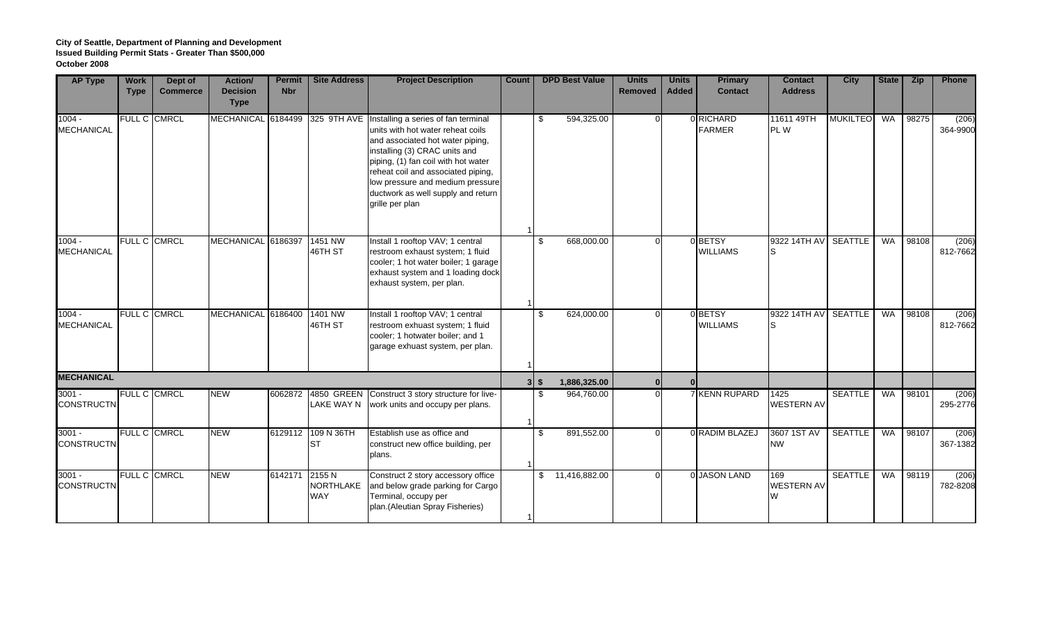**City of Seattle, Department of Planning and Development**
**Issued Building Permit Stats - Greater Than $500,000**
**October 2008**

| AP Type | Work Type | Dept of Commerce | Action/ Decision Type | Permit Nbr | Site Address | Project Description | Count | DPD Best Value | Units Removed | Units Added | Primary Contact | Contact Address | City | State | Zip | Phone |
|---|---|---|---|---|---|---|---|---|---|---|---|---|---|---|---|---|
| 1004 - MECHANICAL | FULL C | CMRCL | MECHANICAL | 6184499 | 325 9TH AVE | Installing a series of fan terminal units with hot water reheat coils and associated hot water piping, installing (3) CRAC units and piping, (1) fan coil with hot water reheat coil and associated piping, low pressure and medium pressure ductwork as well supply and return grille per plan | 1 | $ 594,325.00 | 0 | 0 | RICHARD FARMER | 11611 49TH PL W | MUKILTEO | WA | 98275 | (206) 364-9900 |
| 1004 - MECHANICAL | FULL C | CMRCL | MECHANICAL | 6186397 | 1451 NW 46TH ST | Install 1 rooftop VAV; 1 central restroom exhaust system; 1 fluid cooler; 1 hot water boiler; 1 garage exhaust system and 1 loading dock exhaust system, per plan. | 1 | $ 668,000.00 | 0 | 0 | BETSY WILLIAMS | 9322 14TH AV S | SEATTLE | WA | 98108 | (206) 812-7662 |
| 1004 - MECHANICAL | FULL C | CMRCL | MECHANICAL | 6186400 | 1401 NW 46TH ST | Install 1 rooftop VAV; 1 central restroom exhuast system; 1 fluid cooler; 1 hotwater boiler; and 1 garage exhuast system, per plan. | 1 | $ 624,000.00 | 0 | 0 | BETSY WILLIAMS | 9322 14TH AV S | SEATTLE | WA | 98108 | (206) 812-7662 |
| **MECHANICAL** | | | | | | | **3** | **$ 1,886,325.00** | **0** | **0** | | | | | | |
| 3001 - CONSTRUCTN | FULL C | CMRCL | NEW | 6062872 | 4850 GREEN LAKE WAY N | Construct 3 story structure for live-work units and occupy per plans. | 1 | $ 964,760.00 | 0 | 7 | KENN RUPARD | 1425 WESTERN AV | SEATTLE | WA | 98101 | (206) 295-2776 |
| 3001 - CONSTRUCTN | FULL C | CMRCL | NEW | 6129112 | 109 N 36TH ST | Establish use as office and construct new office building, per plans. | 1 | $ 891,552.00 | 0 | 0 | RADIM BLAZEJ | 3607 1ST AV NW | SEATTLE | WA | 98107 | (206) 367-1382 |
| 3001 - CONSTRUCTN | FULL C | CMRCL | NEW | 6142171 | 2155 N NORTHLAKE WAY | Construct 2 story accessory office and below grade parking for Cargo Terminal, occupy per plan.(Aleutian Spray Fisheries) | 1 | $ 11,416,882.00 | 0 | 0 | JASON LAND | 169 WESTERN AV W | SEATTLE | WA | 98119 | (206) 782-8208 |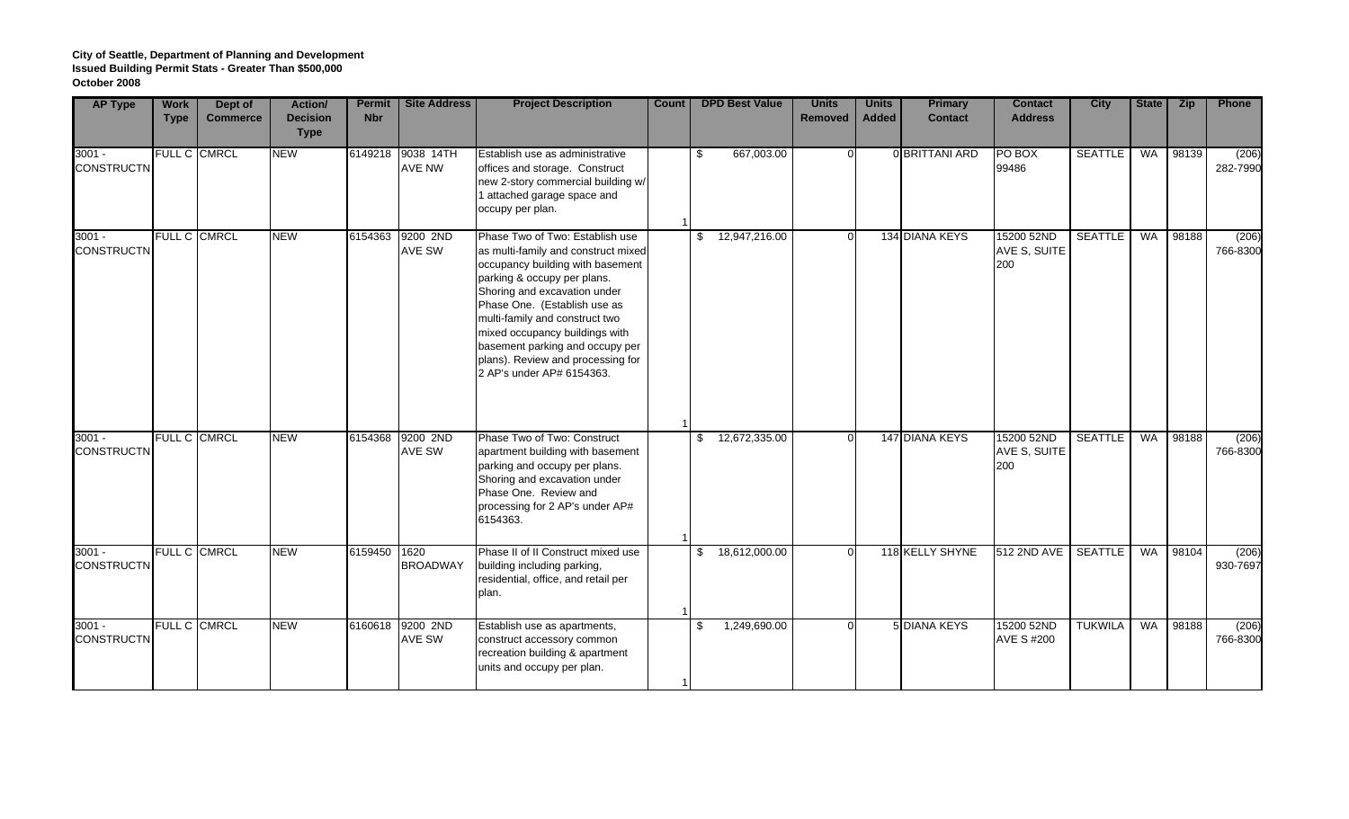**City of Seattle, Department of Planning and Development**
**Issued Building Permit Stats - Greater Than $500,000**
**October 2008**

| AP Type | Work Type | Dept of Commerce | Action/ Decision Type | Permit Nbr | Site Address | Project Description | Count | DPD Best Value | Units Removed | Units Added | Primary Contact | Contact Address | City | State | Zip | Phone |
|---|---|---|---|---|---|---|---|---|---|---|---|---|---|---|---|---|
| 3001 - CONSTRUCTN | FULL C | CMRCL | NEW | 6149218 | 9038 14TH AVE NW | Establish use as administrative offices and storage. Construct new 2-story commercial building w/ 1 attached garage space and occupy per plan. | 1 | $ 667,003.00 | 0 | 0 | BRITTANI ARD | PO BOX 99486 | SEATTLE | WA | 98139 | (206) 282-7990 |
| 3001 - CONSTRUCTN | FULL C | CMRCL | NEW | 6154363 | 9200 2ND AVE SW | Phase Two of Two: Establish use as multi-family and construct mixed occupancy building with basement parking & occupy per plans. Shoring and excavation under Phase One. (Establish use as multi-family and construct two mixed occupancy buildings with basement parking and occupy per plans). Review and processing for 2 AP's under AP# 6154363. | 1 | $ 12,947,216.00 | 0 | 134 | DIANA KEYS | 15200 52ND AVE S, SUITE 200 | SEATTLE | WA | 98188 | (206) 766-8300 |
| 3001 - CONSTRUCTN | FULL C | CMRCL | NEW | 6154368 | 9200 2ND AVE SW | Phase Two of Two: Construct apartment building with basement parking and occupy per plans. Shoring and excavation under Phase One. Review and processing for 2 AP's under AP# 6154363. | 1 | $ 12,672,335.00 | 0 | 147 | DIANA KEYS | 15200 52ND AVE S, SUITE 200 | SEATTLE | WA | 98188 | (206) 766-8300 |
| 3001 - CONSTRUCTN | FULL C | CMRCL | NEW | 6159450 | 1620 BROADWAY | Phase II of II Construct mixed use building including parking, residential, office, and retail per plan. | 1 | $ 18,612,000.00 | 0 | 118 | KELLY SHYNE | 512 2ND AVE | SEATTLE | WA | 98104 | (206) 930-7697 |
| 3001 - CONSTRUCTN | FULL C | CMRCL | NEW | 6160618 | 9200 2ND AVE SW | Establish use as apartments, construct accessory common recreation building & apartment units and occupy per plan. | 1 | $ 1,249,690.00 | 0 | 5 | DIANA KEYS | 15200 52ND AVE S #200 | TUKWILA | WA | 98188 | (206) 766-8300 |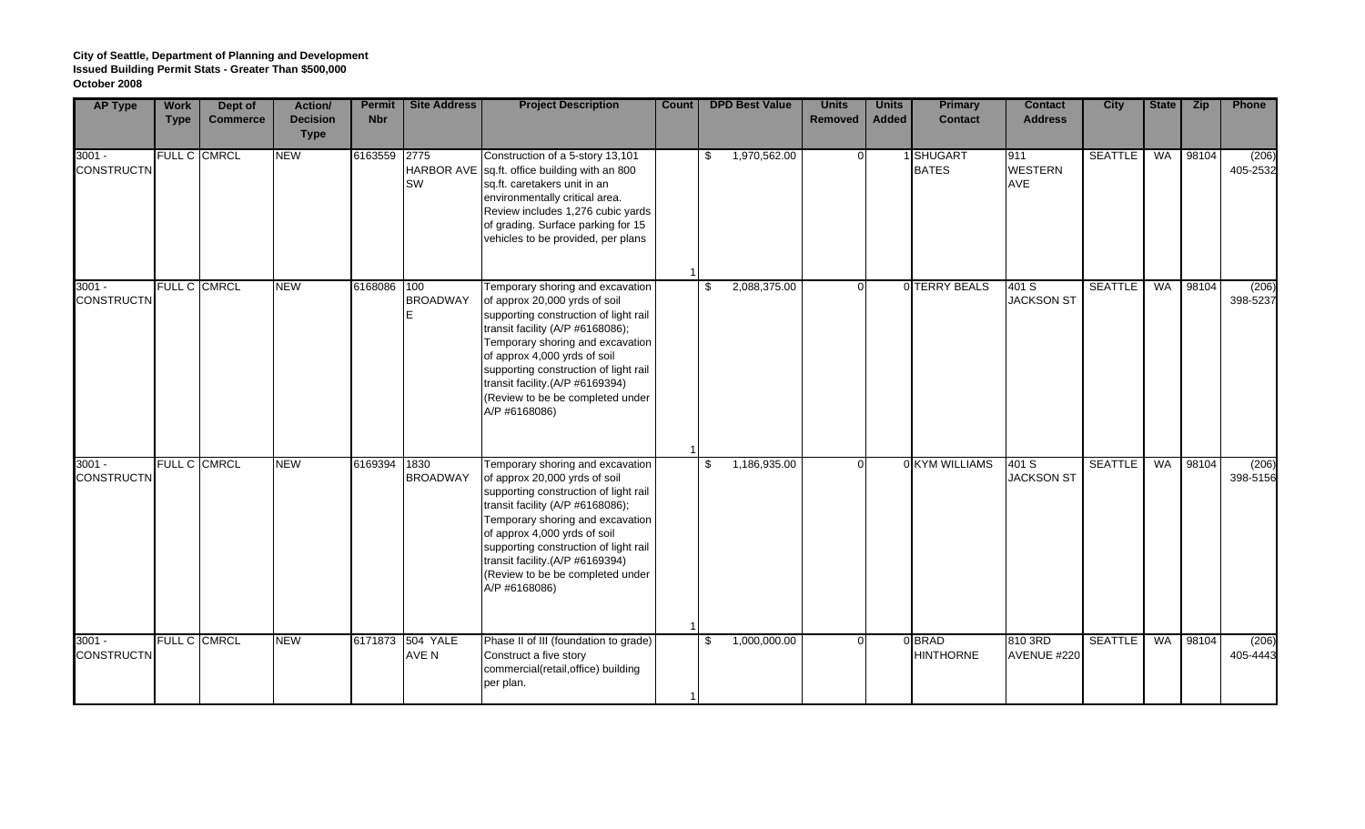**City of Seattle, Department of Planning and Development**
**Issued Building Permit Stats - Greater Than $500,000**
**October 2008**

| AP Type | Work Type | Dept of Commerce | Action/ Decision Type | Permit Nbr | Site Address | Project Description | Count | DPD Best Value | Units Removed | Units Added | Primary Contact | Contact Address | City | State | Zip | Phone |
|---|---|---|---|---|---|---|---|---|---|---|---|---|---|---|---|---|
| 3001 - CONSTRUCTN | FULL C | CMRCL | NEW | 6163559 | 2775 HARBOR AVE SW | Construction of a 5-story 13,101 sq.ft. office building with an 800 sq.ft. caretakers unit in an environmentally critical area. Review includes 1,276 cubic yards of grading. Surface parking for 15 vehicles to be provided, per plans | 1 | $ 1,970,562.00 | 0 | 1 | SHUGART BATES | 911 WESTERN AVE | SEATTLE | WA | 98104 | (206) 405-2532 |
| 3001 - CONSTRUCTN | FULL C | CMRCL | NEW | 6168086 | 100 BROADWAY E | Temporary shoring and excavation of approx 20,000 yrds of soil supporting construction of light rail transit facility (A/P #6168086); Temporary shoring and excavation of approx 4,000 yrds of soil supporting construction of light rail transit facility.(A/P #6169394) (Review to be be completed under A/P #6168086) | 1 | $ 2,088,375.00 | 0 | 0 | TERRY BEALS | 401 S JACKSON ST | SEATTLE | WA | 98104 | (206) 398-5237 |
| 3001 - CONSTRUCTN | FULL C | CMRCL | NEW | 6169394 | 1830 BROADWAY | Temporary shoring and excavation of approx 20,000 yrds of soil supporting construction of light rail transit facility (A/P #6168086); Temporary shoring and excavation of approx 4,000 yrds of soil supporting construction of light rail transit facility.(A/P #6169394) (Review to be be completed under A/P #6168086) | 1 | $ 1,186,935.00 | 0 | 0 | KYM WILLIAMS | 401 S JACKSON ST | SEATTLE | WA | 98104 | (206) 398-5156 |
| 3001 - CONSTRUCTN | FULL C | CMRCL | NEW | 6171873 | 504 YALE AVE N | Phase II of III (foundation to grade) Construct a five story commercial(retail,office) building per plan. | 1 | $ 1,000,000.00 | 0 | 0 | BRAD HINTHORNE | 810 3RD AVENUE #220 | SEATTLE | WA | 98104 | (206) 405-4443 |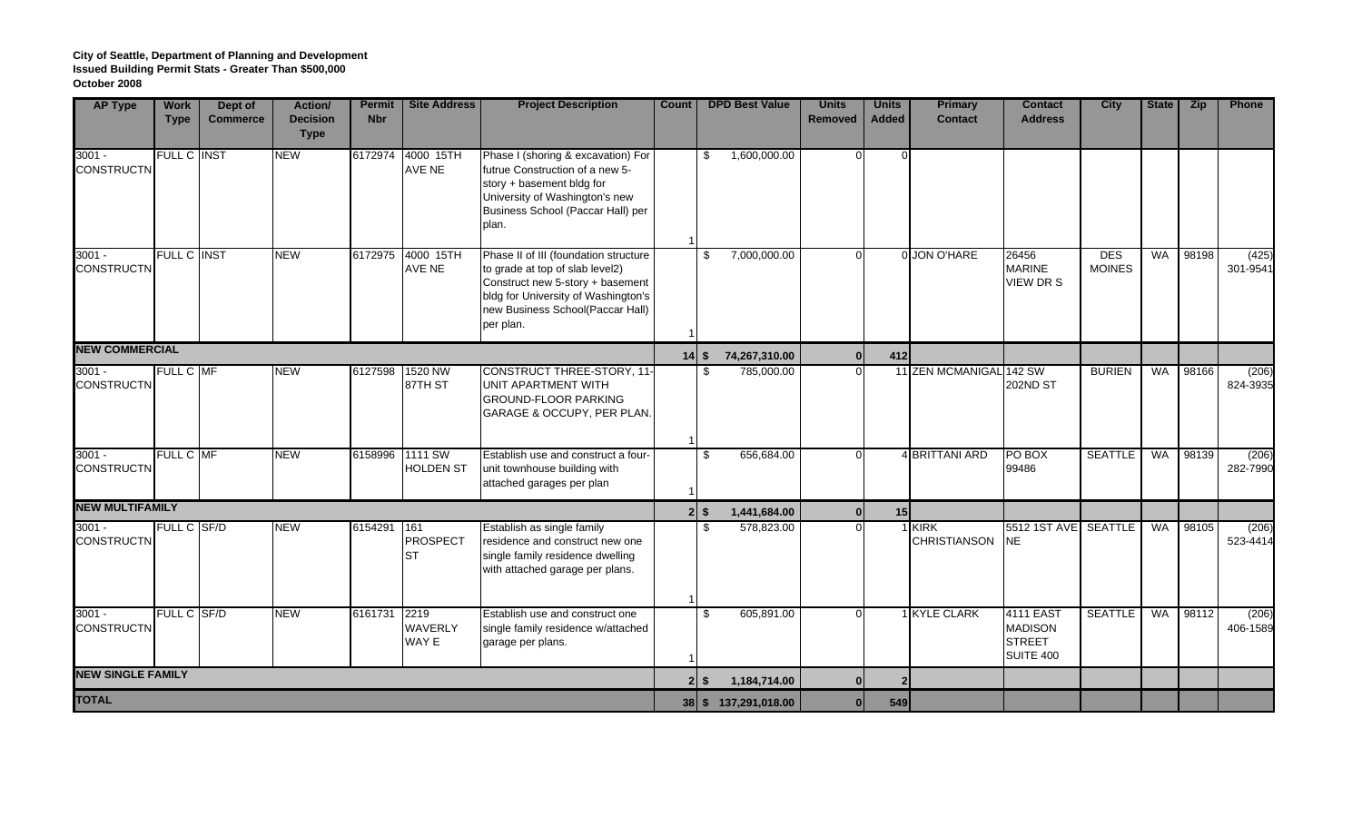**City of Seattle, Department of Planning and Development**
**Issued Building Permit Stats - Greater Than $500,000**
**October 2008**

| AP Type | Work Type | Dept of Commerce | Action/ Decision Type | Permit Nbr | Site Address | Project Description | Count | DPD Best Value | Units Removed | Units Added | Primary Contact | Contact Address | City | State | Zip | Phone |
|---|---|---|---|---|---|---|---|---|---|---|---|---|---|---|---|---|
| 3001 - CONSTRUCTN | FULL C | INST | NEW | 6172974 | 4000 15TH AVE NE | Phase I (shoring & excavation) For futrue Construction of a new 5-story + basement bldg for University of Washington's new Business School (Paccar Hall) per plan. | 1 | $ 1,600,000.00 | 0 | 0 | | | | | | |
| 3001 - CONSTRUCTN | FULL C | INST | NEW | 6172975 | 4000 15TH AVE NE | Phase II of III (foundation structure to grade at top of slab level2) Construct new 5-story + basement bldg for University of Washington's new Business School(Paccar Hall) per plan. | 1 | $ 7,000,000.00 | 0 | 0 | JON O'HARE | 26456 MARINE VIEW DR S | DES MOINES | WA | 98198 | (425) 301-9541 |
| **NEW COMMERCIAL** | | | | | | | **14** | **$ 74,267,310.00** | **0** | **412** | | | | | | |
| 3001 - CONSTRUCTN | FULL C | MF | NEW | 6127598 | 1520 NW 87TH ST | CONSTRUCT THREE-STORY, 11-UNIT APARTMENT WITH GROUND-FLOOR PARKING GARAGE & OCCUPY, PER PLAN. | 1 | $ 785,000.00 | 0 | 11 | ZEN MCMANIGAL | 142 SW 202ND ST | BURIEN | WA | 98166 | (206) 824-3935 |
| 3001 - CONSTRUCTN | FULL C | MF | NEW | 6158996 | 1111 SW HOLDEN ST | Establish use and construct a four-unit townhouse building with attached garages per plan | 1 | $ 656,684.00 | 0 | 4 | BRITTANI ARD | PO BOX 99486 | SEATTLE | WA | 98139 | (206) 282-7990 |
| **NEW MULTIFAMILY** | | | | | | | **2** | **$ 1,441,684.00** | **0** | **15** | | | | | | |
| 3001 - CONSTRUCTN | FULL C | SF/D | NEW | 6154291 | 161 PROSPECT ST | Establish as single family residence and construct new one single family residence dwelling with attached garage per plans. | 1 | $ 578,823.00 | 0 | 1 | KIRK CHRISTIANSON | 5512 1ST AVE NE | SEATTLE | WA | 98105 | (206) 523-4414 |
| 3001 - CONSTRUCTN | FULL C | SF/D | NEW | 6161731 | 2219 WAVERLY WAY E | Establish use and construct one single family residence w/attached garage per plans. | 1 | $ 605,891.00 | 0 | 1 | KYLE CLARK | 4111 EAST MADISON STREET SUITE 400 | SEATTLE | WA | 98112 | (206) 406-1589 |
| **NEW SINGLE FAMILY** | | | | | | | **2** | **$ 1,184,714.00** | **0** | **2** | | | | | | |
| **TOTAL** | | | | | | | **38** | **$ 137,291,018.00** | **0** | **549** | | | | | | |